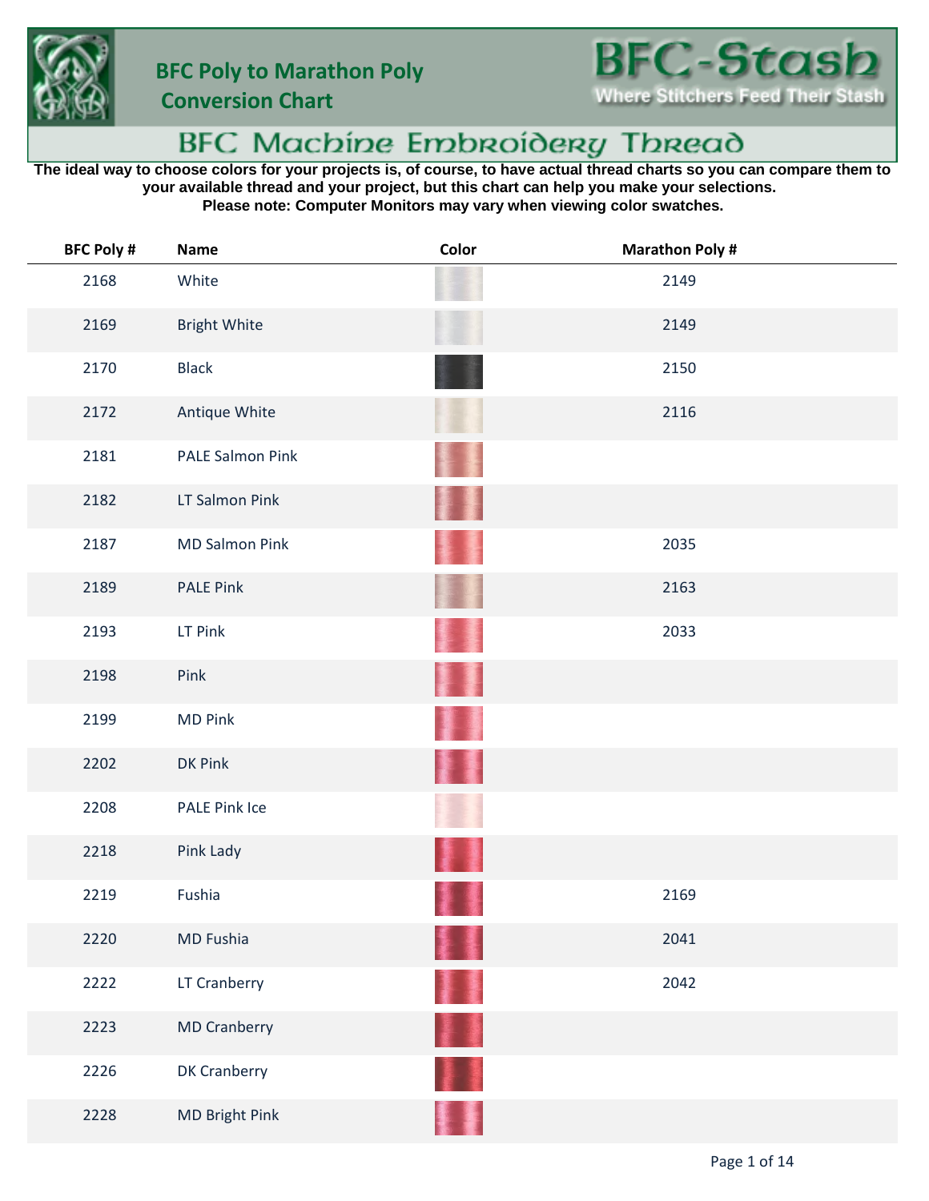# BFC Poly to Marathon Poly Conversion Chart

**BFC-Stash**
Where Stitchers Feed Their Stash

## BFC Machine Embroidery Thread

**The ideal way to choose colors for your projects is, of course, to have actual thread charts so you can compare them to your available thread and your project, but this chart can help you make your selections.**
**Please note: Computer Monitors may vary when viewing color swatches.**

| BFC Poly # | Name | Color | Marathon Poly # |
|---|---|---|---|
| 2168 | White | | 2149 |
| 2169 | Bright White | | 2149 |
| 2170 | Black | | 2150 |
| 2172 | Antique White | | 2116 |
| 2181 | PALE Salmon Pink | | |
| 2182 | LT Salmon Pink | | |
| 2187 | MD Salmon Pink | | 2035 |
| 2189 | PALE Pink | | 2163 |
| 2193 | LT Pink | | 2033 |
| 2198 | Pink | | |
| 2199 | MD Pink | | |
| 2202 | DK Pink | | |
| 2208 | PALE Pink Ice | | |
| 2218 | Pink Lady | | |
| 2219 | Fushia | | 2169 |
| 2220 | MD Fushia | | 2041 |
| 2222 | LT Cranberry | | 2042 |
| 2223 | MD Cranberry | | |
| 2226 | DK Cranberry | | |
| 2228 | MD Bright Pink | | |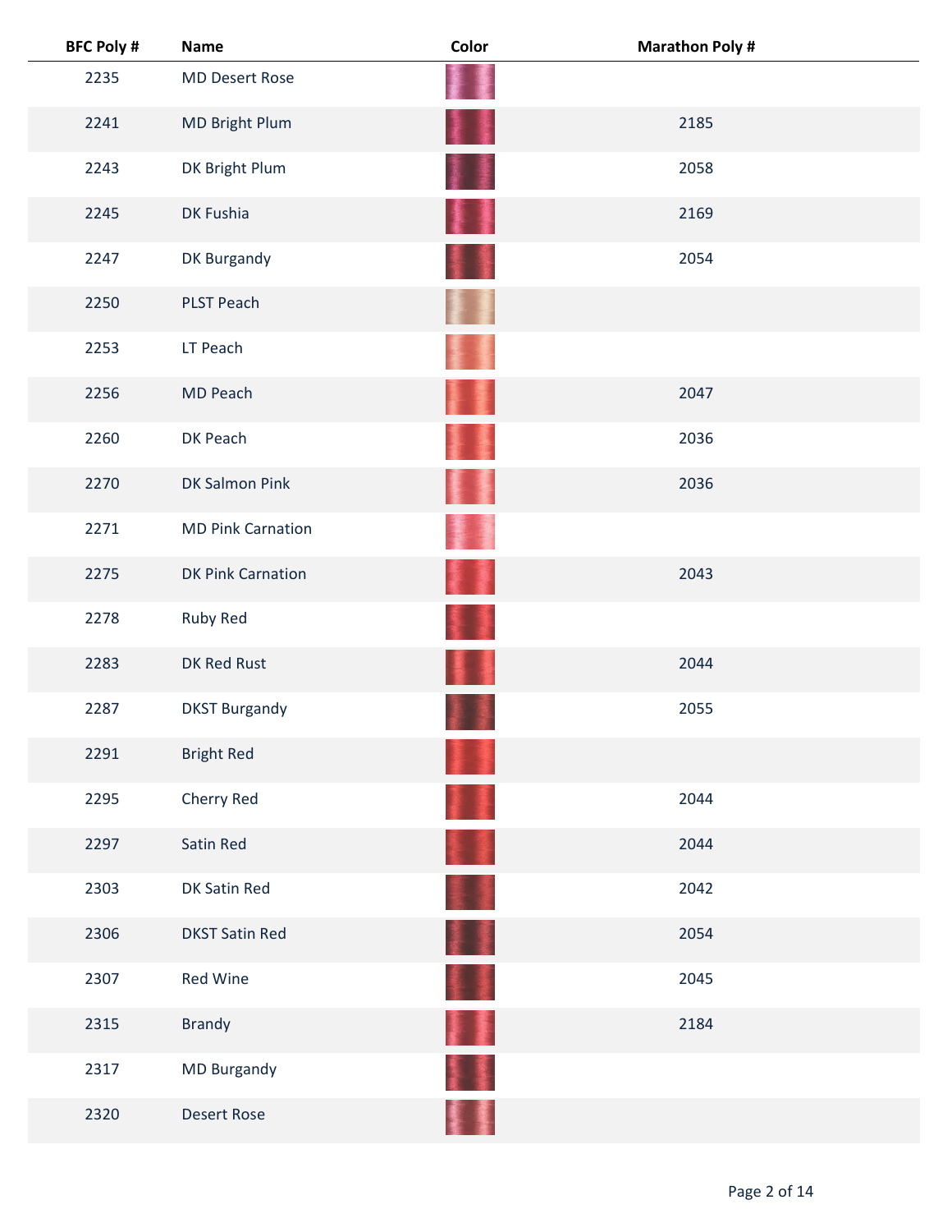| BFC Poly # | Name | Color | Marathon Poly # |
| --- | --- | --- | --- |
| 2235 | MD Desert Rose | | |
| 2241 | MD Bright Plum | | 2185 |
| 2243 | DK Bright Plum | | 2058 |
| 2245 | DK Fushia | | 2169 |
| 2247 | DK Burgandy | | 2054 |
| 2250 | PLST Peach | | |
| 2253 | LT Peach | | |
| 2256 | MD Peach | | 2047 |
| 2260 | DK Peach | | 2036 |
| 2270 | DK Salmon Pink | | 2036 |
| 2271 | MD Pink Carnation | | |
| 2275 | DK Pink Carnation | | 2043 |
| 2278 | Ruby Red | | |
| 2283 | DK Red Rust | | 2044 |
| 2287 | DKST Burgandy | | 2055 |
| 2291 | Bright Red | | |
| 2295 | Cherry Red | | 2044 |
| 2297 | Satin Red | | 2044 |
| 2303 | DK Satin Red | | 2042 |
| 2306 | DKST Satin Red | | 2054 |
| 2307 | Red Wine | | 2045 |
| 2315 | Brandy | | 2184 |
| 2317 | MD Burgandy | | |
| 2320 | Desert Rose | | |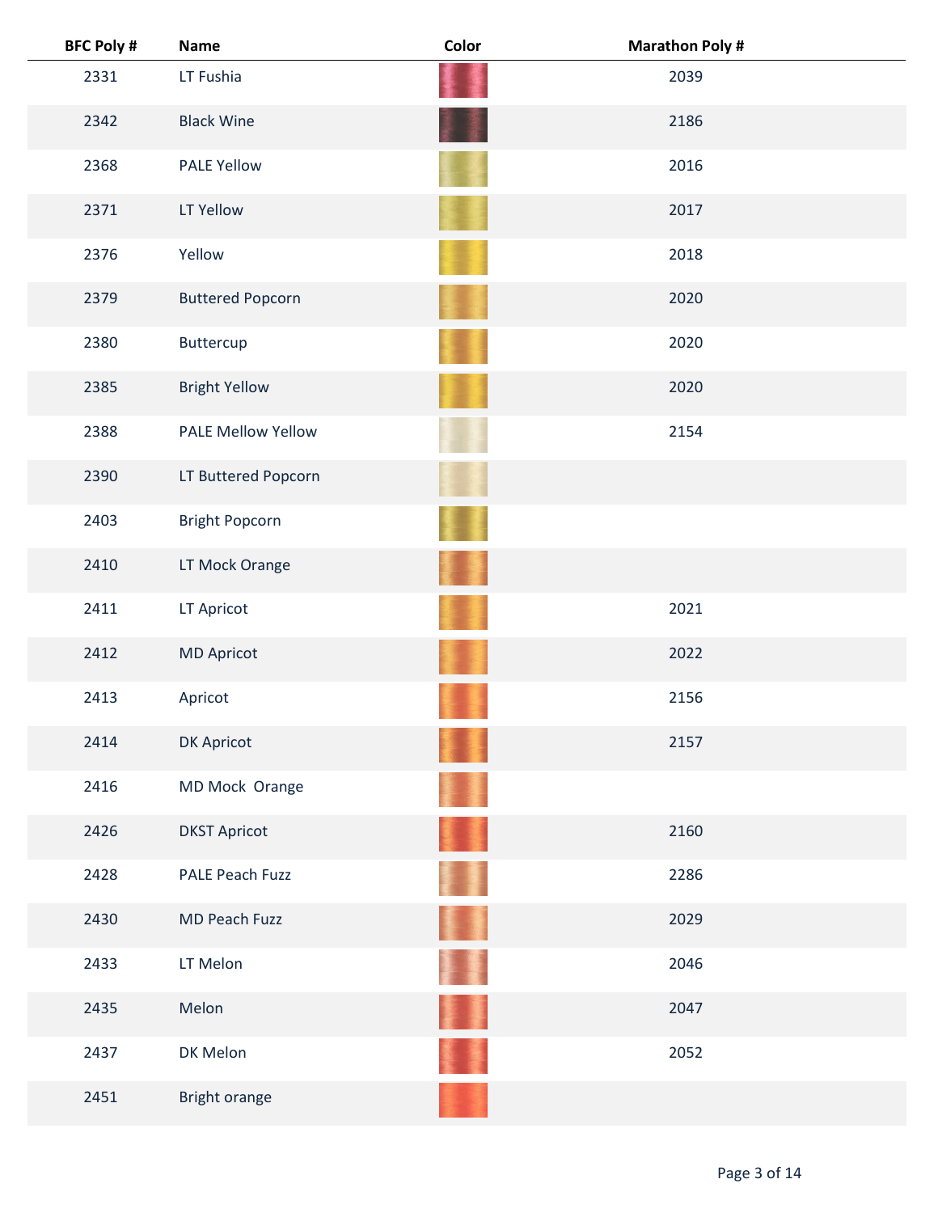| BFC Poly # | Name | Color | Marathon Poly # |
|---|---|---|---|
| 2331 | LT Fushia | | 2039 |
| 2342 | Black Wine | | 2186 |
| 2368 | PALE Yellow | | 2016 |
| 2371 | LT Yellow | | 2017 |
| 2376 | Yellow | | 2018 |
| 2379 | Buttered Popcorn | | 2020 |
| 2380 | Buttercup | | 2020 |
| 2385 | Bright Yellow | | 2020 |
| 2388 | PALE Mellow Yellow | | 2154 |
| 2390 | LT Buttered Popcorn | | |
| 2403 | Bright Popcorn | | |
| 2410 | LT Mock Orange | | |
| 2411 | LT Apricot | | 2021 |
| 2412 | MD Apricot | | 2022 |
| 2413 | Apricot | | 2156 |
| 2414 | DK Apricot | | 2157 |
| 2416 | MD Mock Orange | | |
| 2426 | DKST Apricot | | 2160 |
| 2428 | PALE Peach Fuzz | | 2286 |
| 2430 | MD Peach Fuzz | | 2029 |
| 2433 | LT Melon | | 2046 |
| 2435 | Melon | | 2047 |
| 2437 | DK Melon | | 2052 |
| 2451 | Bright orange | | |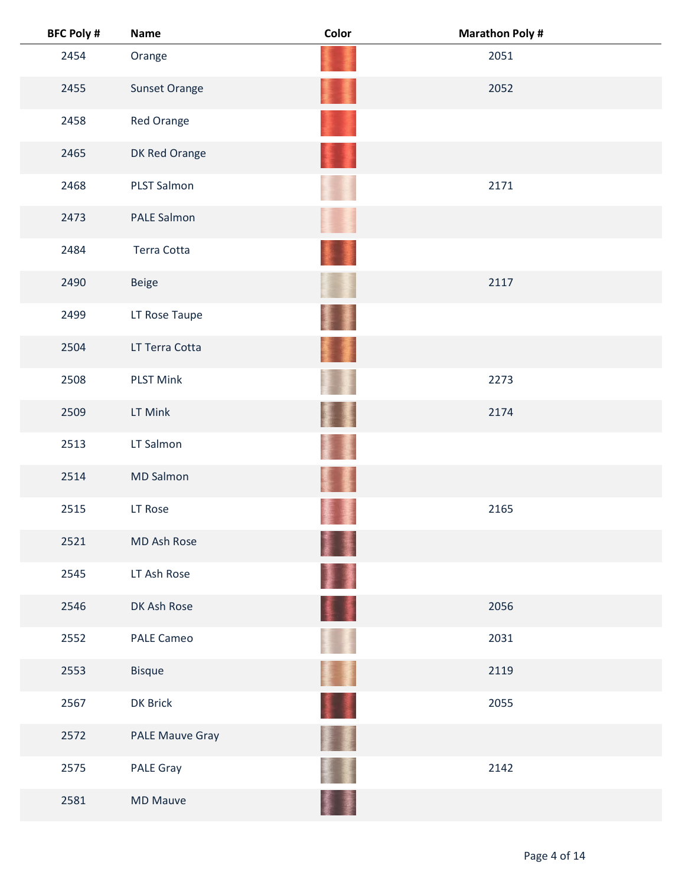| BFC Poly # | Name | Color | Marathon Poly # |
|---|---|---|---|
| 2454 | Orange | | 2051 |
| 2455 | Sunset Orange | | 2052 |
| 2458 | Red Orange | | |
| 2465 | DK Red Orange | | |
| 2468 | PLST Salmon | | 2171 |
| 2473 | PALE Salmon | | |
| 2484 | Terra Cotta | | |
| 2490 | Beige | | 2117 |
| 2499 | LT Rose Taupe | | |
| 2504 | LT Terra Cotta | | |
| 2508 | PLST Mink | | 2273 |
| 2509 | LT Mink | | 2174 |
| 2513 | LT Salmon | | |
| 2514 | MD Salmon | | |
| 2515 | LT Rose | | 2165 |
| 2521 | MD Ash Rose | | |
| 2545 | LT Ash Rose | | |
| 2546 | DK Ash Rose | | 2056 |
| 2552 | PALE Cameo | | 2031 |
| 2553 | Bisque | | 2119 |
| 2567 | DK Brick | | 2055 |
| 2572 | PALE Mauve Gray | | |
| 2575 | PALE Gray | | 2142 |
| 2581 | MD Mauve | | |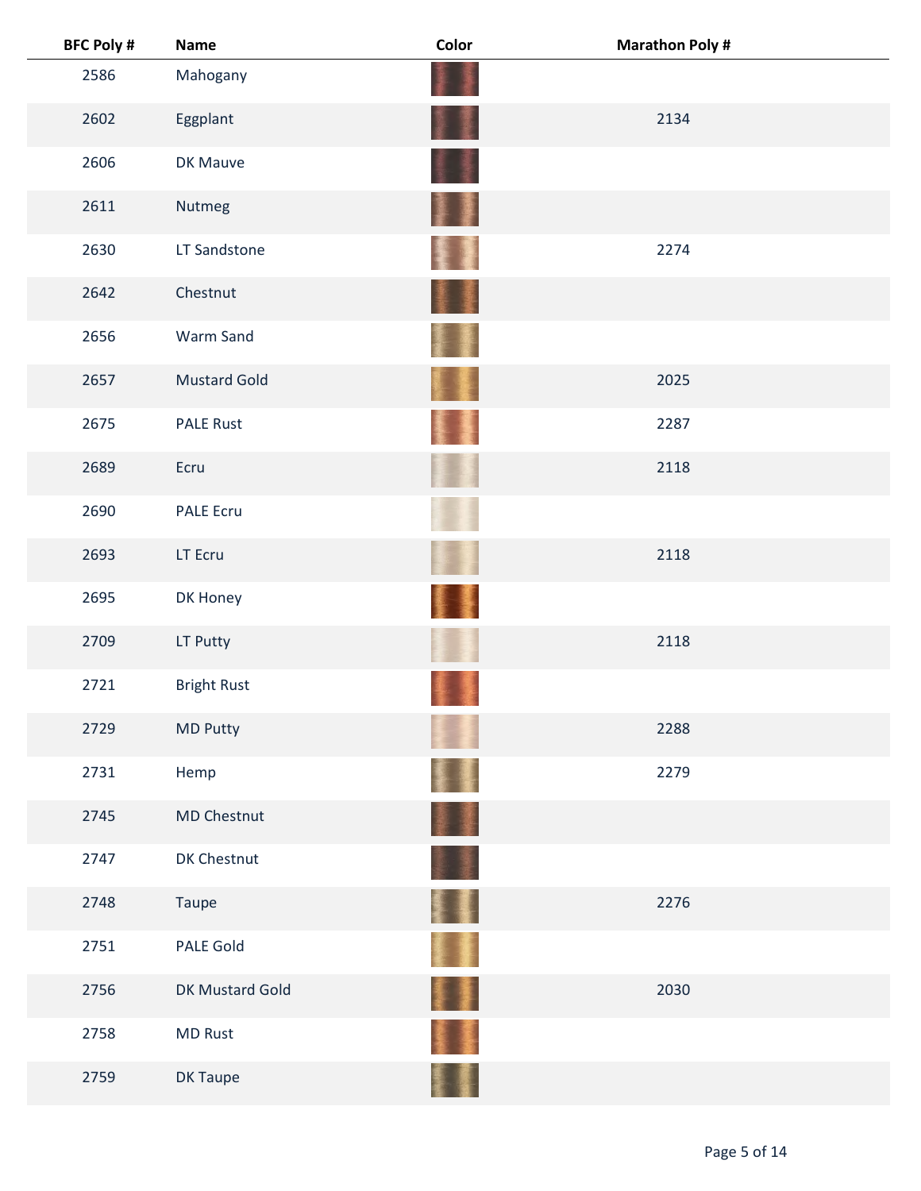| BFC Poly # | Name | Color | Marathon Poly # |
|---|---|---|---|
| 2586 | Mahogany | | |
| 2602 | Eggplant | | 2134 |
| 2606 | DK Mauve | | |
| 2611 | Nutmeg | | |
| 2630 | LT Sandstone | | 2274 |
| 2642 | Chestnut | | |
| 2656 | Warm Sand | | |
| 2657 | Mustard Gold | | 2025 |
| 2675 | PALE Rust | | 2287 |
| 2689 | Ecru | | 2118 |
| 2690 | PALE Ecru | | |
| 2693 | LT Ecru | | 2118 |
| 2695 | DK Honey | | |
| 2709 | LT Putty | | 2118 |
| 2721 | Bright Rust | | |
| 2729 | MD Putty | | 2288 |
| 2731 | Hemp | | 2279 |
| 2745 | MD Chestnut | | |
| 2747 | DK Chestnut | | |
| 2748 | Taupe | | 2276 |
| 2751 | PALE Gold | | |
| 2756 | DK Mustard Gold | | 2030 |
| 2758 | MD Rust | | |
| 2759 | DK Taupe | | |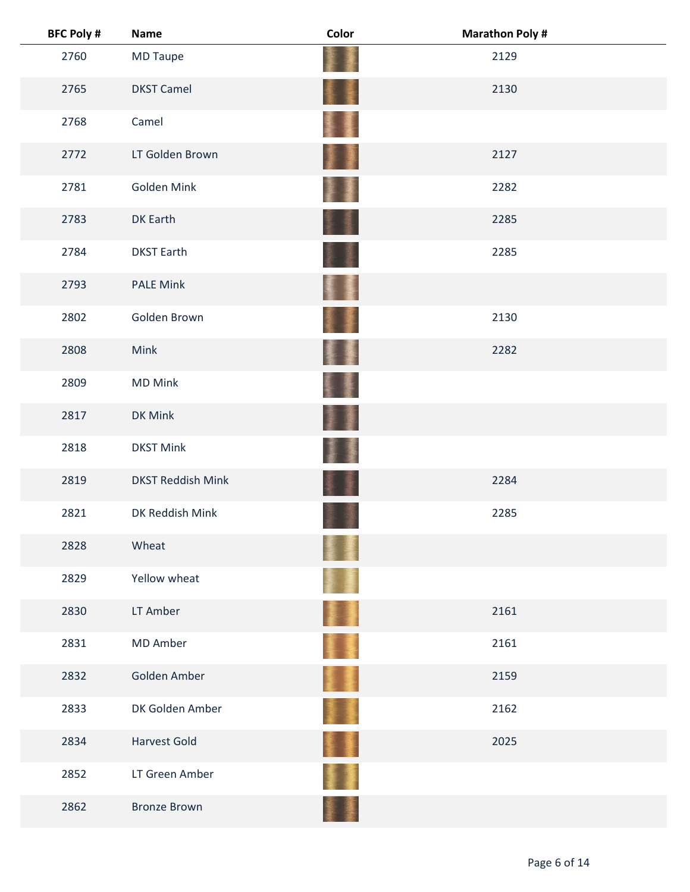| BFC Poly # | Name | Color | Marathon Poly # |
|---|---|---|---|
| 2760 | MD Taupe | | 2129 |
| 2765 | DKST Camel | | 2130 |
| 2768 | Camel | | |
| 2772 | LT Golden Brown | | 2127 |
| 2781 | Golden Mink | | 2282 |
| 2783 | DK Earth | | 2285 |
| 2784 | DKST Earth | | 2285 |
| 2793 | PALE Mink | | |
| 2802 | Golden Brown | | 2130 |
| 2808 | Mink | | 2282 |
| 2809 | MD Mink | | |
| 2817 | DK Mink | | |
| 2818 | DKST Mink | | |
| 2819 | DKST Reddish Mink | | 2284 |
| 2821 | DK Reddish Mink | | 2285 |
| 2828 | Wheat | | |
| 2829 | Yellow wheat | | |
| 2830 | LT Amber | | 2161 |
| 2831 | MD Amber | | 2161 |
| 2832 | Golden Amber | | 2159 |
| 2833 | DK Golden Amber | | 2162 |
| 2834 | Harvest Gold | | 2025 |
| 2852 | LT Green Amber | | |
| 2862 | Bronze Brown | | |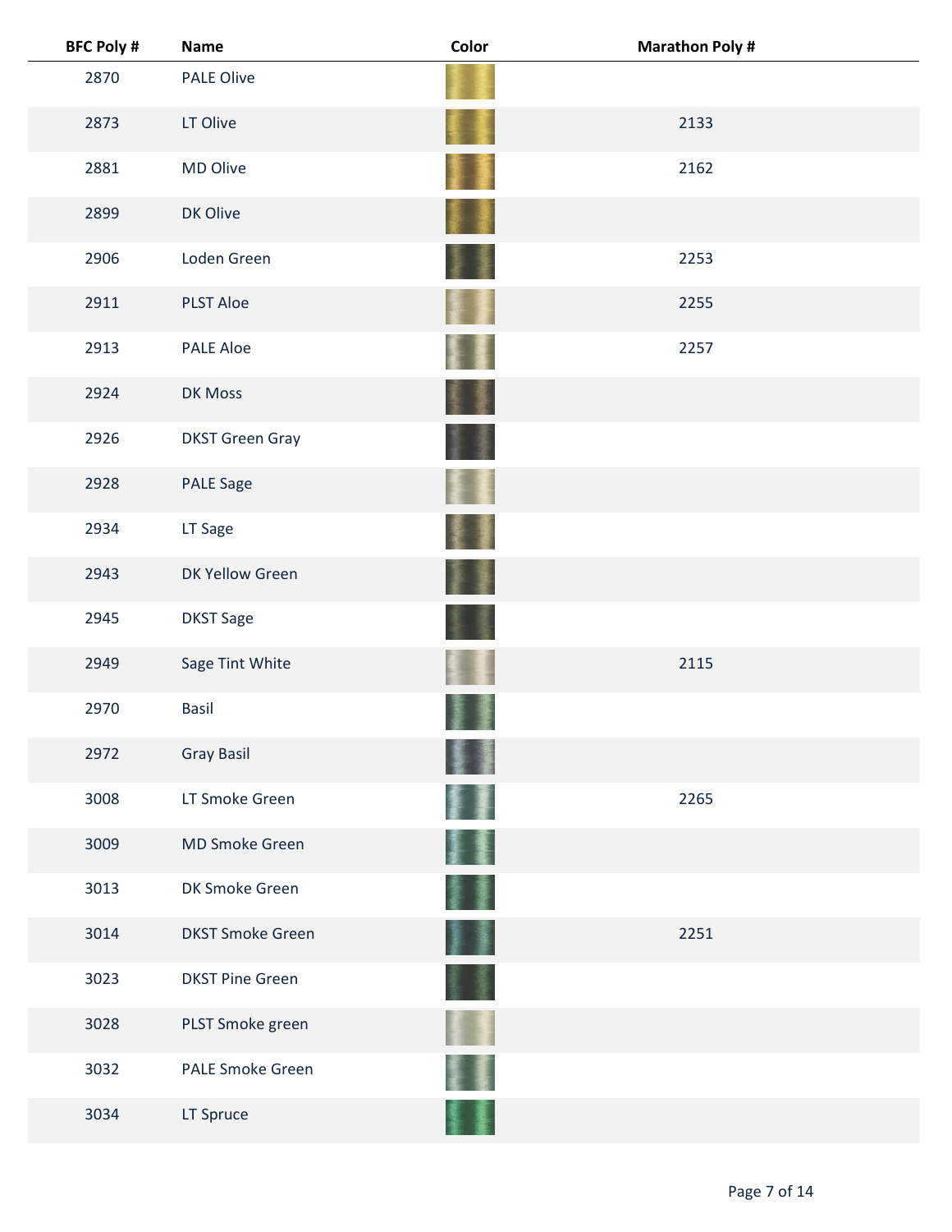| BFC Poly # | Name | Color | Marathon Poly # |
|---|---|---|---|
| 2870 | PALE Olive | | |
| 2873 | LT Olive | | 2133 |
| 2881 | MD Olive | | 2162 |
| 2899 | DK Olive | | |
| 2906 | Loden Green | | 2253 |
| 2911 | PLST Aloe | | 2255 |
| 2913 | PALE Aloe | | 2257 |
| 2924 | DK Moss | | |
| 2926 | DKST Green Gray | | |
| 2928 | PALE Sage | | |
| 2934 | LT Sage | | |
| 2943 | DK Yellow Green | | |
| 2945 | DKST Sage | | |
| 2949 | Sage Tint White | | 2115 |
| 2970 | Basil | | |
| 2972 | Gray Basil | | |
| 3008 | LT Smoke Green | | 2265 |
| 3009 | MD Smoke Green | | |
| 3013 | DK Smoke Green | | |
| 3014 | DKST Smoke Green | | 2251 |
| 3023 | DKST Pine Green | | |
| 3028 | PLST Smoke green | | |
| 3032 | PALE Smoke Green | | |
| 3034 | LT Spruce | | |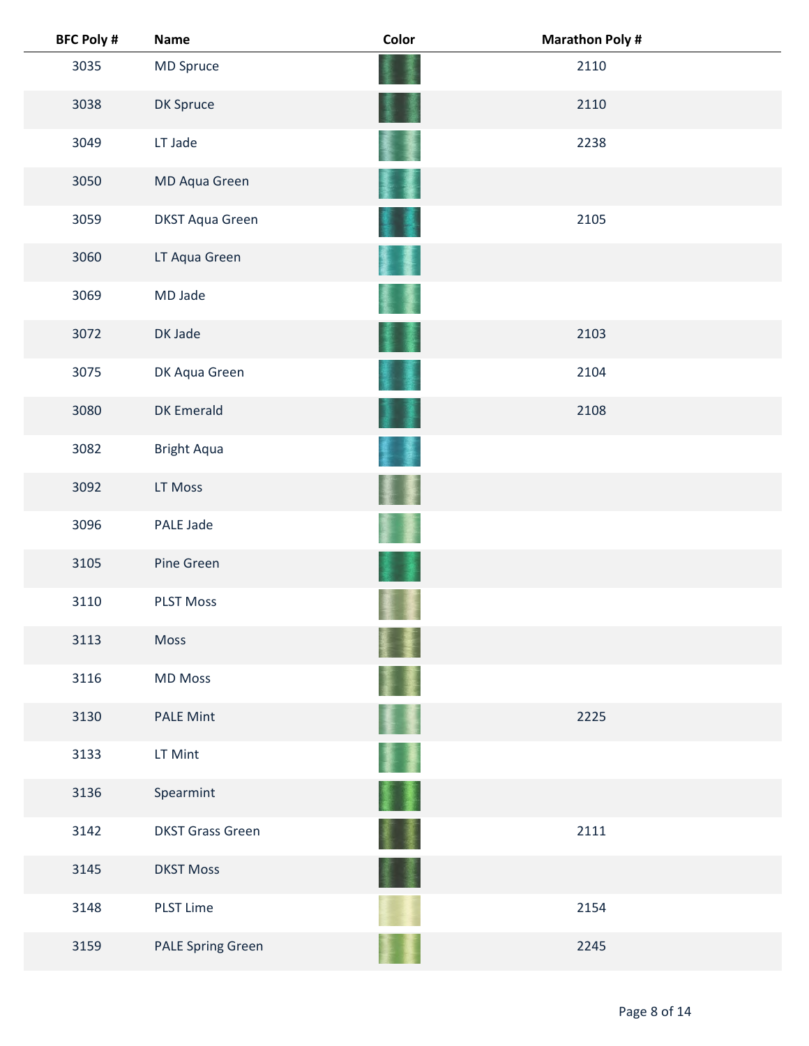| BFC Poly # | Name | Color | Marathon Poly # |
|---|---|---|---|
| 3035 | MD Spruce | | 2110 |
| 3038 | DK Spruce | | 2110 |
| 3049 | LT Jade | | 2238 |
| 3050 | MD Aqua Green | | |
| 3059 | DKST Aqua Green | | 2105 |
| 3060 | LT Aqua Green | | |
| 3069 | MD Jade | | |
| 3072 | DK Jade | | 2103 |
| 3075 | DK Aqua Green | | 2104 |
| 3080 | DK Emerald | | 2108 |
| 3082 | Bright Aqua | | |
| 3092 | LT Moss | | |
| 3096 | PALE Jade | | |
| 3105 | Pine Green | | |
| 3110 | PLST Moss | | |
| 3113 | Moss | | |
| 3116 | MD Moss | | |
| 3130 | PALE Mint | | 2225 |
| 3133 | LT Mint | | |
| 3136 | Spearmint | | |
| 3142 | DKST Grass Green | | 2111 |
| 3145 | DKST Moss | | |
| 3148 | PLST Lime | | 2154 |
| 3159 | PALE Spring Green | | 2245 |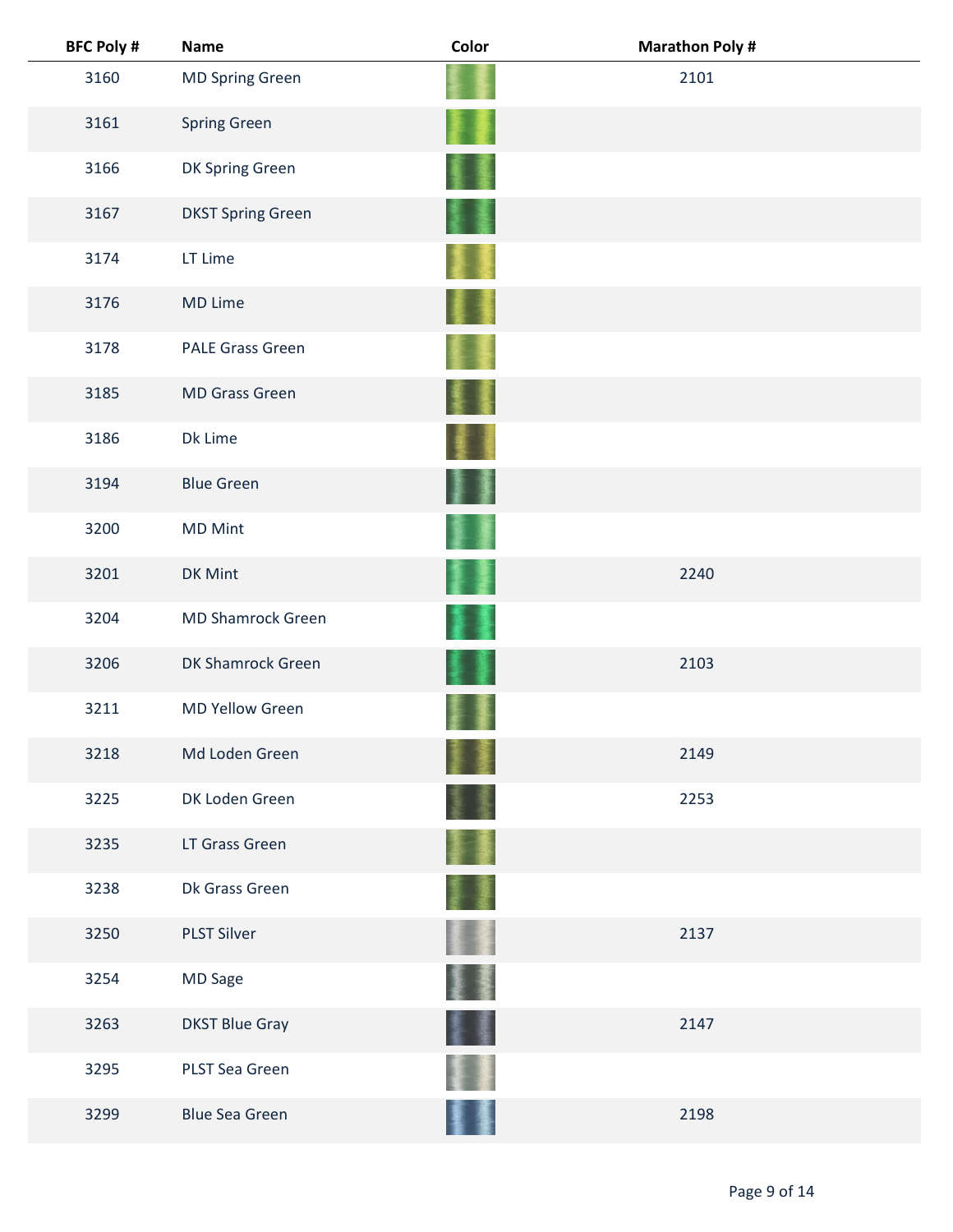| BFC Poly # | Name | Color | Marathon Poly # |
|---|---|---|---|
| 3160 | MD Spring Green | | 2101 |
| 3161 | Spring Green | | |
| 3166 | DK Spring Green | | |
| 3167 | DKST Spring Green | | |
| 3174 | LT Lime | | |
| 3176 | MD Lime | | |
| 3178 | PALE Grass Green | | |
| 3185 | MD Grass Green | | |
| 3186 | Dk Lime | | |
| 3194 | Blue Green | | |
| 3200 | MD Mint | | |
| 3201 | DK Mint | | 2240 |
| 3204 | MD Shamrock Green | | |
| 3206 | DK Shamrock Green | | 2103 |
| 3211 | MD Yellow Green | | |
| 3218 | Md Loden Green | | 2149 |
| 3225 | DK Loden Green | | 2253 |
| 3235 | LT Grass Green | | |
| 3238 | Dk Grass Green | | |
| 3250 | PLST Silver | | 2137 |
| 3254 | MD Sage | | |
| 3263 | DKST Blue Gray | | 2147 |
| 3295 | PLST Sea Green | | |
| 3299 | Blue Sea Green | | 2198 |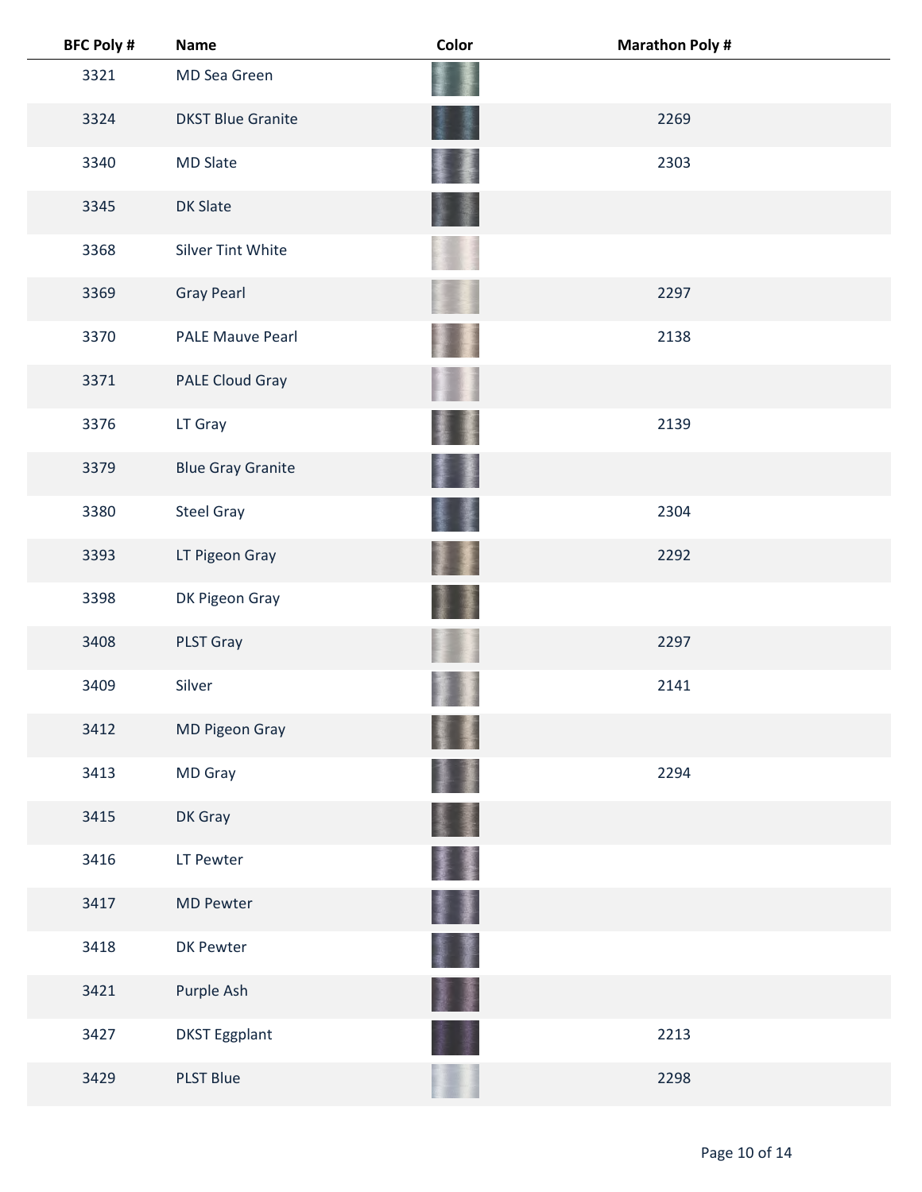| BFC Poly # | Name | Color | Marathon Poly # |
|---|---|---|---|
| 3321 | MD Sea Green | | |
| 3324 | DKST Blue Granite | | 2269 |
| 3340 | MD Slate | | 2303 |
| 3345 | DK Slate | | |
| 3368 | Silver Tint White | | |
| 3369 | Gray Pearl | | 2297 |
| 3370 | PALE Mauve Pearl | | 2138 |
| 3371 | PALE Cloud Gray | | |
| 3376 | LT Gray | | 2139 |
| 3379 | Blue Gray Granite | | |
| 3380 | Steel Gray | | 2304 |
| 3393 | LT Pigeon Gray | | 2292 |
| 3398 | DK Pigeon Gray | | |
| 3408 | PLST Gray | | 2297 |
| 3409 | Silver | | 2141 |
| 3412 | MD Pigeon Gray | | |
| 3413 | MD Gray | | 2294 |
| 3415 | DK Gray | | |
| 3416 | LT Pewter | | |
| 3417 | MD Pewter | | |
| 3418 | DK Pewter | | |
| 3421 | Purple Ash | | |
| 3427 | DKST Eggplant | | 2213 |
| 3429 | PLST Blue | | 2298 |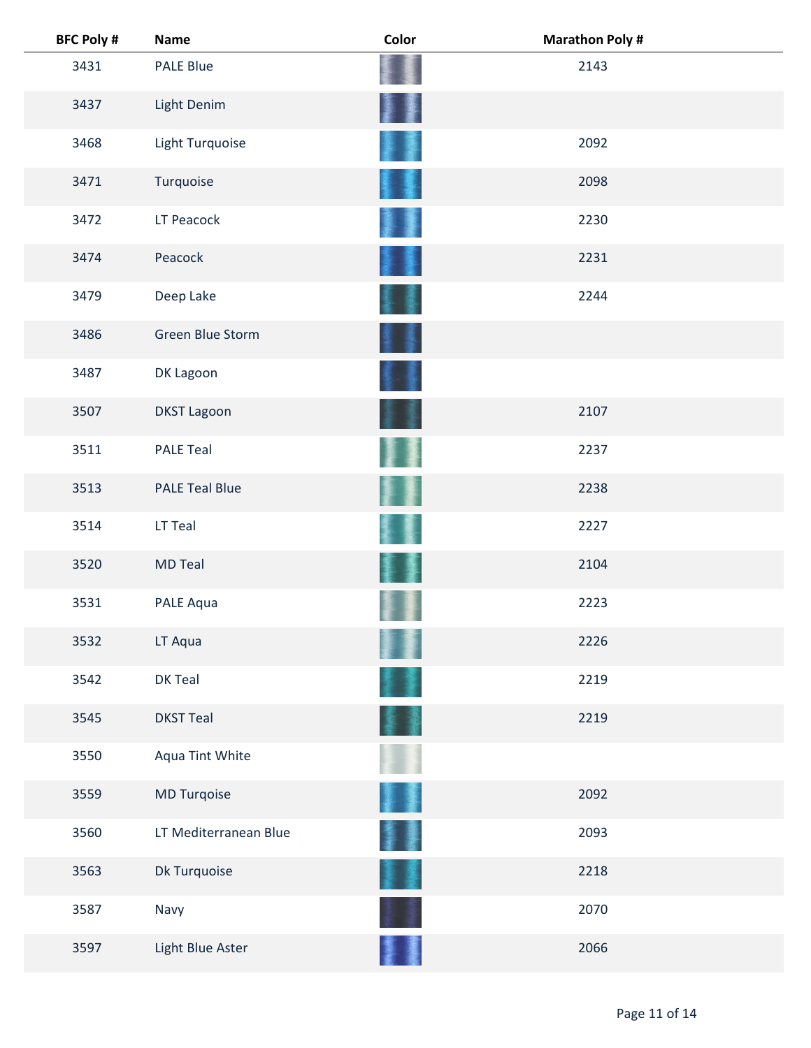| BFC Poly # | Name | Color | Marathon Poly # |
|---|---|---|---|
| 3431 | PALE Blue | | 2143 |
| 3437 | Light Denim | | |
| 3468 | Light Turquoise | | 2092 |
| 3471 | Turquoise | | 2098 |
| 3472 | LT Peacock | | 2230 |
| 3474 | Peacock | | 2231 |
| 3479 | Deep Lake | | 2244 |
| 3486 | Green Blue Storm | | |
| 3487 | DK Lagoon | | |
| 3507 | DKST Lagoon | | 2107 |
| 3511 | PALE Teal | | 2237 |
| 3513 | PALE Teal Blue | | 2238 |
| 3514 | LT Teal | | 2227 |
| 3520 | MD Teal | | 2104 |
| 3531 | PALE Aqua | | 2223 |
| 3532 | LT Aqua | | 2226 |
| 3542 | DK Teal | | 2219 |
| 3545 | DKST Teal | | 2219 |
| 3550 | Aqua Tint White | | |
| 3559 | MD Turqoise | | 2092 |
| 3560 | LT Mediterranean Blue | | 2093 |
| 3563 | Dk Turquoise | | 2218 |
| 3587 | Navy | | 2070 |
| 3597 | Light Blue Aster | | 2066 |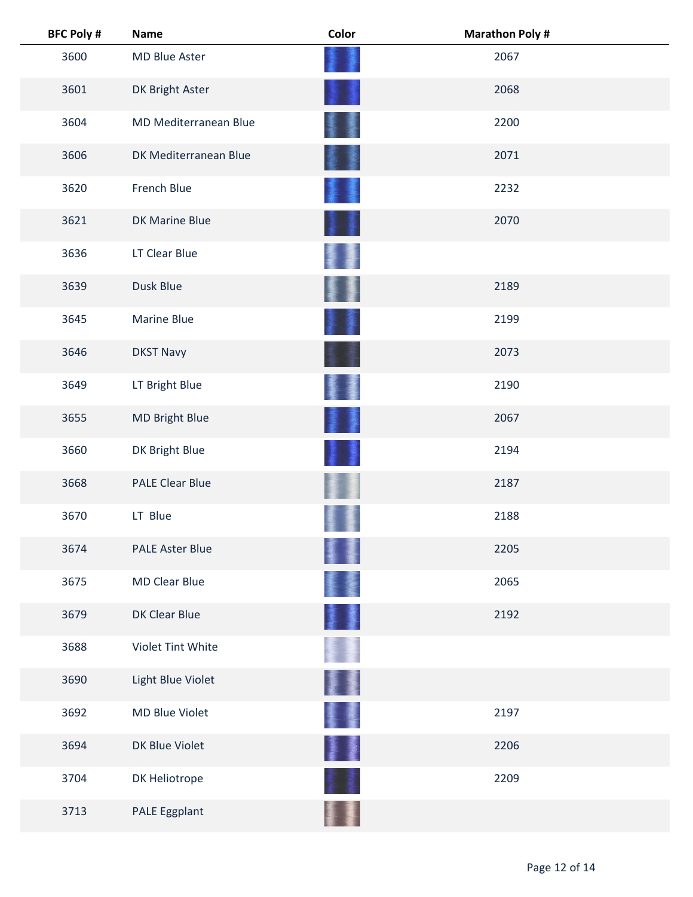| BFC Poly # | Name | Color | Marathon Poly # |
|---|---|---|---|
| 3600 | MD Blue Aster | | 2067 |
| 3601 | DK Bright Aster | | 2068 |
| 3604 | MD Mediterranean Blue | | 2200 |
| 3606 | DK Mediterranean Blue | | 2071 |
| 3620 | French Blue | | 2232 |
| 3621 | DK Marine Blue | | 2070 |
| 3636 | LT Clear Blue | | |
| 3639 | Dusk Blue | | 2189 |
| 3645 | Marine Blue | | 2199 |
| 3646 | DKST Navy | | 2073 |
| 3649 | LT Bright Blue | | 2190 |
| 3655 | MD Bright Blue | | 2067 |
| 3660 | DK Bright Blue | | 2194 |
| 3668 | PALE Clear Blue | | 2187 |
| 3670 | LT Blue | | 2188 |
| 3674 | PALE Aster Blue | | 2205 |
| 3675 | MD Clear Blue | | 2065 |
| 3679 | DK Clear Blue | | 2192 |
| 3688 | Violet Tint White | | |
| 3690 | Light Blue Violet | | |
| 3692 | MD Blue Violet | | 2197 |
| 3694 | DK Blue Violet | | 2206 |
| 3704 | DK Heliotrope | | 2209 |
| 3713 | PALE Eggplant | | |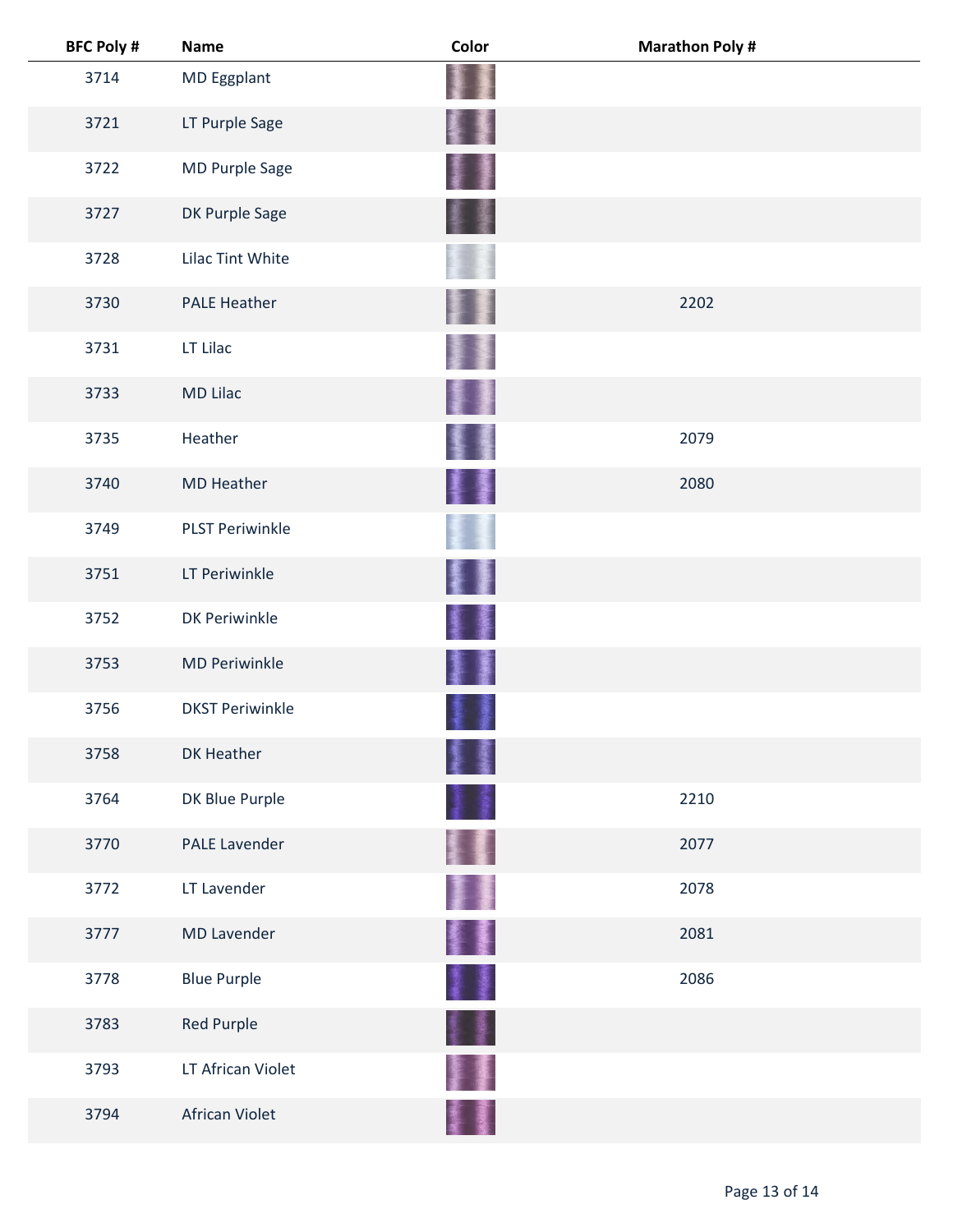| BFC Poly # | Name | Color | Marathon Poly # |
|---|---|---|---|
| 3714 | MD Eggplant | | |
| 3721 | LT Purple Sage | | |
| 3722 | MD Purple Sage | | |
| 3727 | DK Purple Sage | | |
| 3728 | Lilac Tint White | | |
| 3730 | PALE Heather | | 2202 |
| 3731 | LT Lilac | | |
| 3733 | MD Lilac | | |
| 3735 | Heather | | 2079 |
| 3740 | MD Heather | | 2080 |
| 3749 | PLST Periwinkle | | |
| 3751 | LT Periwinkle | | |
| 3752 | DK Periwinkle | | |
| 3753 | MD Periwinkle | | |
| 3756 | DKST Periwinkle | | |
| 3758 | DK Heather | | |
| 3764 | DK Blue Purple | | 2210 |
| 3770 | PALE Lavender | | 2077 |
| 3772 | LT Lavender | | 2078 |
| 3777 | MD Lavender | | 2081 |
| 3778 | Blue Purple | | 2086 |
| 3783 | Red Purple | | |
| 3793 | LT African Violet | | |
| 3794 | African Violet | | |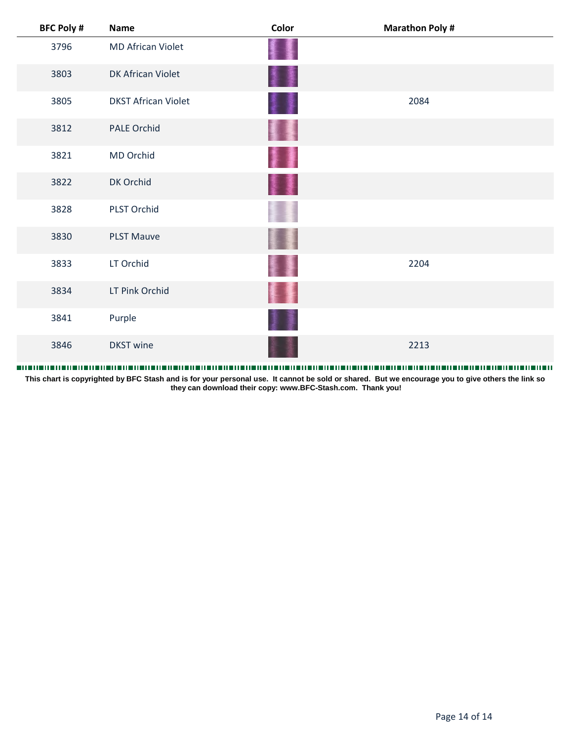| BFC Poly # | Name | Color | Marathon Poly # |
|---|---|---|---|
| 3796 | MD African Violet | | |
| 3803 | DK African Violet | | |
| 3805 | DKST African Violet | | 2084 |
| 3812 | PALE Orchid | | |
| 3821 | MD Orchid | | |
| 3822 | DK Orchid | | |
| 3828 | PLST Orchid | | |
| 3830 | PLST Mauve | | |
| 3833 | LT Orchid | | 2204 |
| 3834 | LT Pink Orchid | | |
| 3841 | Purple | | |
| 3846 | DKST wine | | 2213 |

**This chart is copyrighted by BFC Stash and is for your personal use. It cannot be sold or shared. But we encourage you to give others the link so they can download their copy: www.BFC-Stash.com. Thank you!**